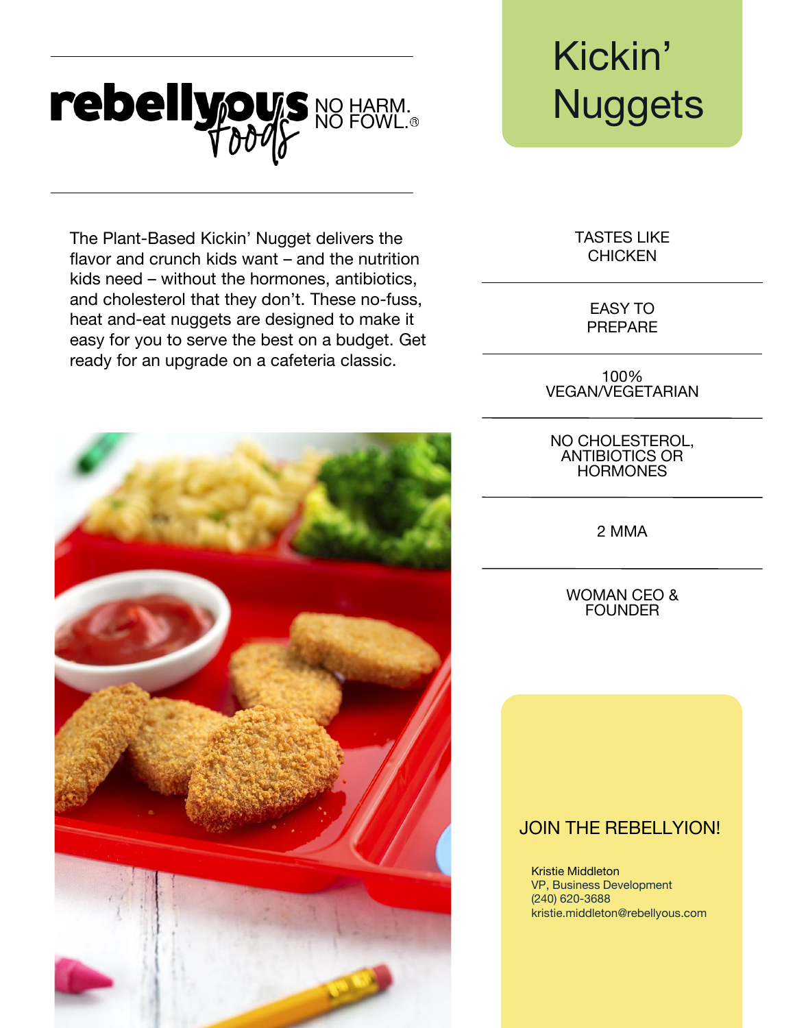rebellyous foods NO HARM. NO FOWL.®

# Kickin' Nuggets

The Plant-Based Kickin' Nugget delivers the flavor and crunch kids want – and the nutrition kids need – without the hormones, antibiotics, and cholesterol that they don't. These no-fuss, heat and-eat nuggets are designed to make it easy for you to serve the best on a budget. Get ready for an upgrade on a cafeteria classic.

TASTES LIKE CHICKEN

EASY TO PREPARE

100% VEGAN/VEGETARIAN

NO CHOLESTEROL, ANTIBIOTICS OR HORMONES

2 MMA

WOMAN CEO & FOUNDER

## JOIN THE REBELLYION!

Kristie Middleton  
VP, Business Development  
(240) 620-3688  
kristie.middleton@rebellyous.com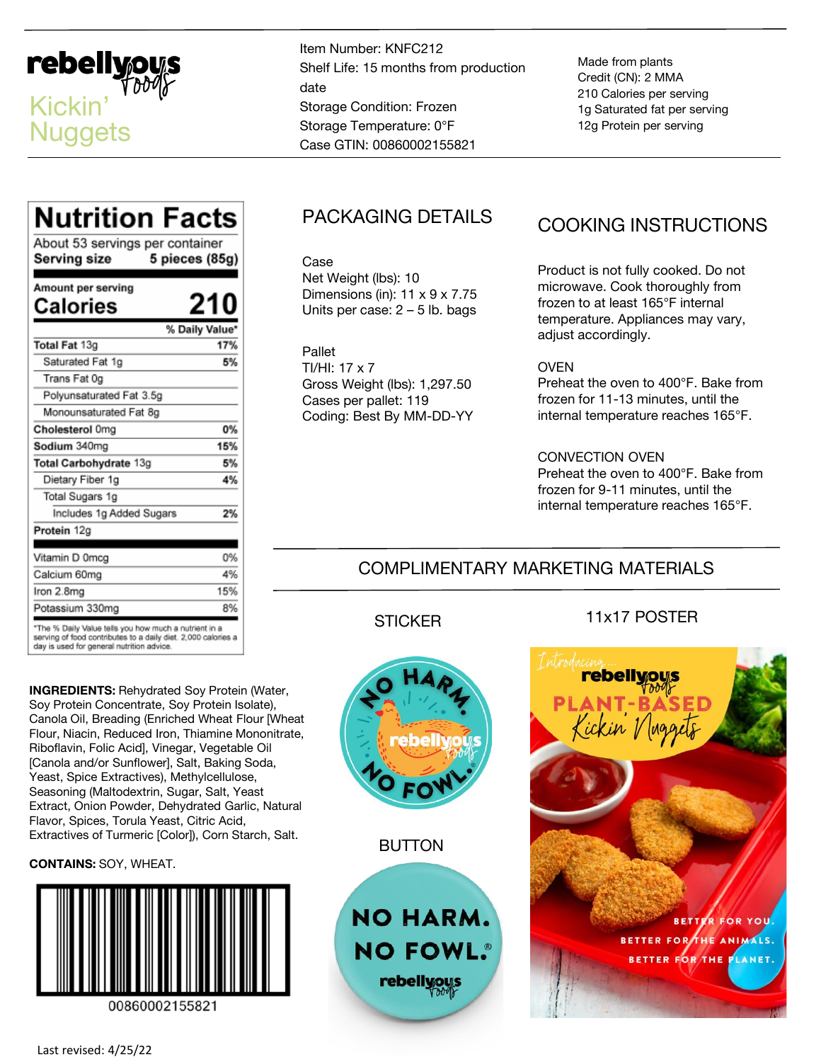# rebellyous foods

## Kickin' Nuggets

Item Number: KNFC212
Shelf Life: 15 months from production date
Storage Condition: Frozen
Storage Temperature: 0°F
Case GTIN: 00860002155821

Made from plants
Credit (CN): 2 MMA
210 Calories per serving
1g Saturated fat per serving
12g Protein per serving

## Nutrition Facts

About 53 servings per container
**Serving size** **5 pieces (85g)**

Amount per serving
**Calories 210**

| | % Daily Value* |
|---|---|
| **Total Fat** 13g | 17% |
| Saturated Fat 1g | 5% |
| Trans Fat 0g | |
| Polyunsaturated Fat 3.5g | |
| Monounsaturated Fat 8g | |
| **Cholesterol** 0mg | 0% |
| **Sodium** 340mg | 15% |
| **Total Carbohydrate** 13g | 5% |
| Dietary Fiber 1g | 4% |
| Total Sugars 1g | |
| Includes 1g Added Sugars | 2% |
| **Protein** 12g | |
| Vitamin D 0mcg | 0% |
| Calcium 60mg | 4% |
| Iron 2.8mg | 15% |
| Potassium 330mg | 8% |

*The % Daily Value tells you how much a nutrient in a serving of food contributes to a daily diet. 2,000 calories a day is used for general nutrition advice.

**INGREDIENTS:** Rehydrated Soy Protein (Water, Soy Protein Concentrate, Soy Protein Isolate), Canola Oil, Breading (Enriched Wheat Flour [Wheat Flour, Niacin, Reduced Iron, Thiamine Mononitrate, Riboflavin, Folic Acid], Vinegar, Vegetable Oil [Canola and/or Sunflower], Salt, Baking Soda, Yeast, Spice Extractives), Methylcellulose, Seasoning (Maltodextrin, Sugar, Salt, Yeast Extract, Onion Powder, Dehydrated Garlic, Natural Flavor, Spices, Torula Yeast, Citric Acid, Extractives of Turmeric [Color]), Corn Starch, Salt.

**CONTAINS:** SOY, WHEAT.

00860002155821

## PACKAGING DETAILS

Case
Net Weight (lbs): 10
Dimensions (in): 11 x 9 x 7.75
Units per case: 2 – 5 lb. bags

Pallet
TI/HI: 17 x 7
Gross Weight (lbs): 1,297.50
Cases per pallet: 119
Coding: Best By MM-DD-YY

## COOKING INSTRUCTIONS

Product is not fully cooked. Do not microwave. Cook thoroughly from frozen to at least 165°F internal temperature. Appliances may vary, adjust accordingly.

OVEN
Preheat the oven to 400°F. Bake from frozen for 11-13 minutes, until the internal temperature reaches 165°F.

CONVECTION OVEN
Preheat the oven to 400°F. Bake from frozen for 9-11 minutes, until the internal temperature reaches 165°F.

## COMPLIMENTARY MARKETING MATERIALS

STICKER

NO HARM, NO FOWL.® rebellyous foods

BUTTON

NO HARM. NO FOWL.® rebellyous foods

11x17 POSTER

Introducing... rebellyous foods PLANT-BASED Kickin' Nuggets

BETTER FOR YOU. BETTER FOR THE ANIMALS. BETTER FOR THE PLANET.

Last revised: 4/25/22